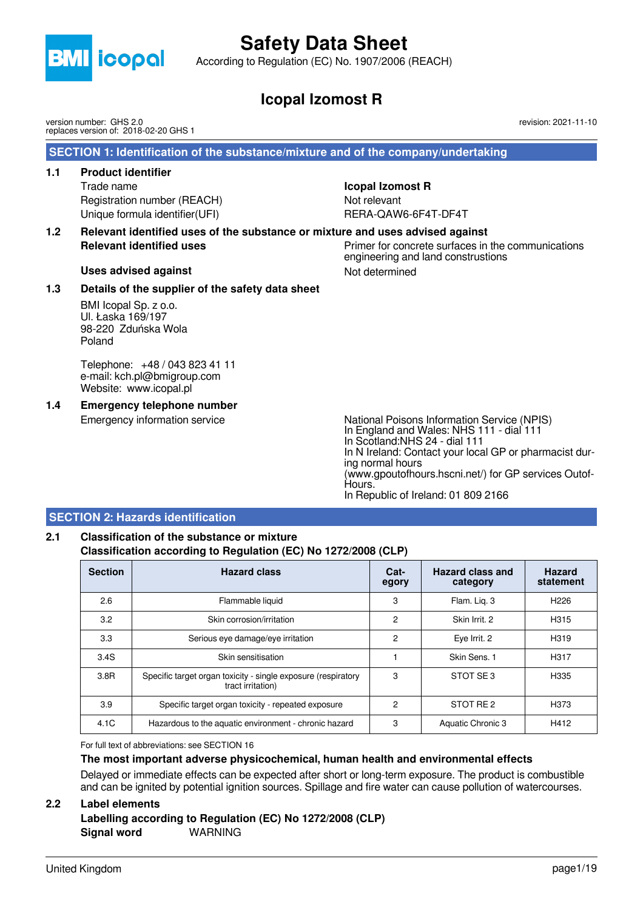# Safety Data Sheet

According to Regulation (EC) No. 1907/2006 (REACH)

## Icopal Izomost R

version number: GHS 2.0
replaces version of: 2018-02-20 GHS 1

revision: 2021-11-10

## SECTION 1: Identification of the substance/mixture and of the company/undertaking

### 1.1 Product identifier

| | |
|---|---|
| Trade name | **Icopal Izomost R** |
| Registration number (REACH) | Not relevant |
| Unique formula identifier(UFI) | RERA-QAW6-6F4T-DF4T |

### 1.2 Relevant identified uses of the substance or mixture and uses advised against

| | |
|---|---|
| **Relevant identified uses** | Primer for concrete surfaces in the communications engineering and land constructions |
| **Uses advised against** | Not determined |

### 1.3 Details of the supplier of the safety data sheet

BMI Icopal Sp. z o.o.
Ul. Łaska 169/197
98-220 Zduńska Wola
Poland

Telephone: +48 / 043 823 41 11
e-mail: kch.pl@bmigroup.com
Website: www.icopal.pl

### 1.4 Emergency telephone number

Emergency information service

National Poisons Information Service (NPIS)
In England and Wales: NHS 111 - dial 111
In Scotland:NHS 24 - dial 111
In N Ireland: Contact your local GP or pharmacist during normal hours
(www.gpoutofhours.hscni.net/) for GP services Outof-Hours.
In Republic of Ireland: 01 809 2166

## SECTION 2: Hazards identification

### 2.1 Classification of the substance or mixture

**Classification according to Regulation (EC) No 1272/2008 (CLP)**

| Section | Hazard class | Category | Hazard class and category | Hazard statement |
|---|---|---|---|---|
| 2.6 | Flammable liquid | 3 | Flam. Liq. 3 | H226 |
| 3.2 | Skin corrosion/irritation | 2 | Skin Irrit. 2 | H315 |
| 3.3 | Serious eye damage/eye irritation | 2 | Eye Irrit. 2 | H319 |
| 3.4S | Skin sensitisation | 1 | Skin Sens. 1 | H317 |
| 3.8R | Specific target organ toxicity - single exposure (respiratory tract irritation) | 3 | STOT SE 3 | H335 |
| 3.9 | Specific target organ toxicity - repeated exposure | 2 | STOT RE 2 | H373 |
| 4.1C | Hazardous to the aquatic environment - chronic hazard | 3 | Aquatic Chronic 3 | H412 |

For full text of abbreviations: see SECTION 16

**The most important adverse physicochemical, human health and environmental effects**

Delayed or immediate effects can be expected after short or long-term exposure. The product is combustible and can be ignited by potential ignition sources. Spillage and fire water can cause pollution of watercourses.

### 2.2 Label elements

**Labelling according to Regulation (EC) No 1272/2008 (CLP)**

**Signal word** WARNING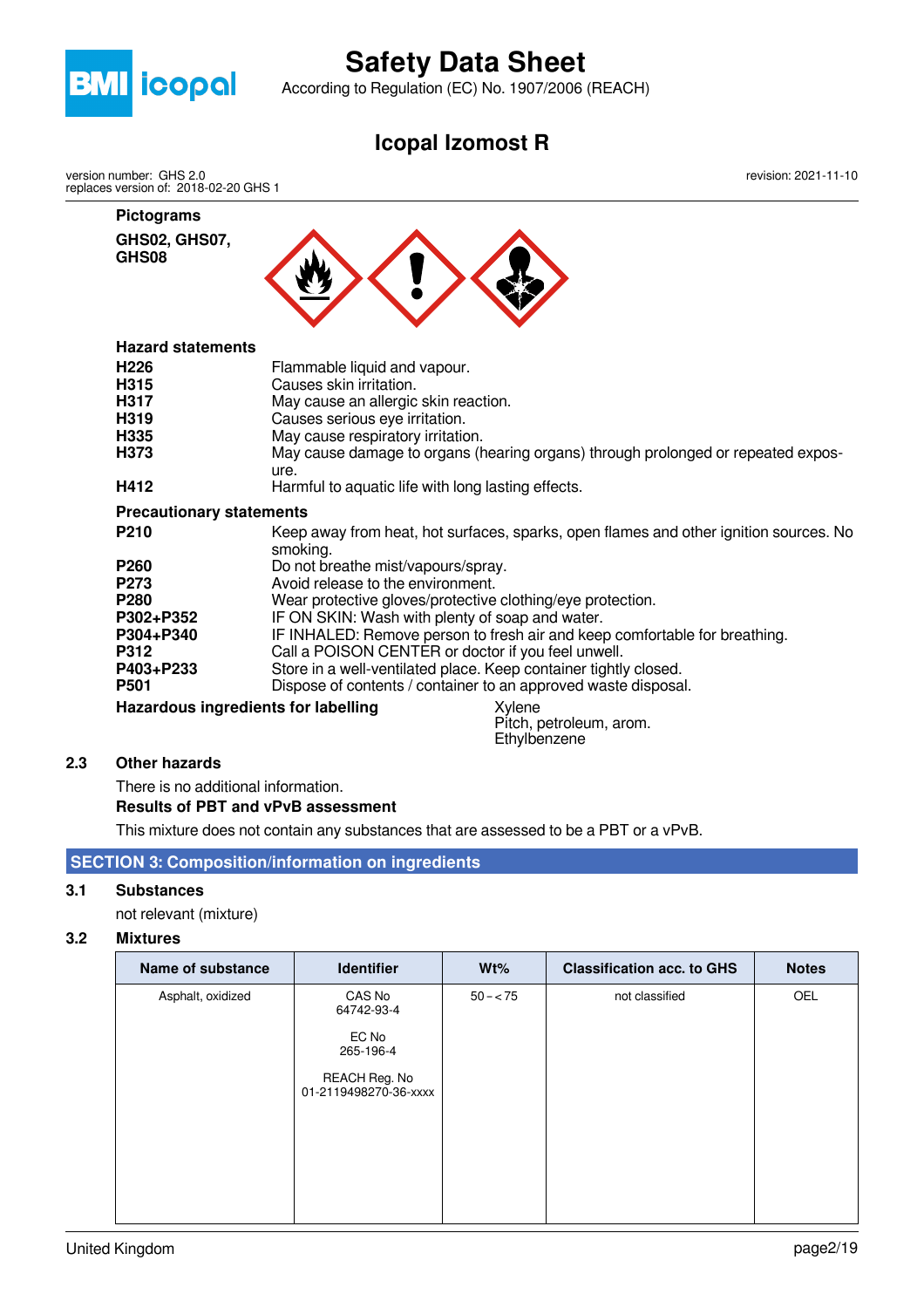**Pictograms**

**GHS02, GHS07, GHS08**

**Hazard statements**

| | |
|---|---|
| **H226** | Flammable liquid and vapour. |
| **H315** | Causes skin irritation. |
| **H317** | May cause an allergic skin reaction. |
| **H319** | Causes serious eye irritation. |
| **H335** | May cause respiratory irritation. |
| **H373** | May cause damage to organs (hearing organs) through prolonged or repeated exposure. |
| **H412** | Harmful to aquatic life with long lasting effects. |

**Precautionary statements**

| | |
|---|---|
| **P210** | Keep away from heat, hot surfaces, sparks, open flames and other ignition sources. No smoking. |
| **P260** | Do not breathe mist/vapours/spray. |
| **P273** | Avoid release to the environment. |
| **P280** | Wear protective gloves/protective clothing/eye protection. |
| **P302+P352** | IF ON SKIN: Wash with plenty of soap and water. |
| **P304+P340** | IF INHALED: Remove person to fresh air and keep comfortable for breathing. |
| **P312** | Call a POISON CENTER or doctor if you feel unwell. |
| **P403+P233** | Store in a well-ventilated place. Keep container tightly closed. |
| **P501** | Dispose of contents / container to an approved waste disposal. |

**Hazardous ingredients for labelling**
Xylene
Pitch, petroleum, arom.
Ethylbenzene

### 2.3 Other hazards

There is no additional information.

**Results of PBT and vPvB assessment**

This mixture does not contain any substances that are assessed to be a PBT or a vPvB.

## SECTION 3: Composition/information on ingredients

### 3.1 Substances

not relevant (mixture)

### 3.2 Mixtures

| Name of substance | Identifier | Wt% | Classification acc. to GHS | Notes |
|---|---|---|---|---|
| Asphalt, oxidized | CAS No 64742-93-4<br><br>EC No 265-196-4<br><br>REACH Reg. No 01-2119498270-36-xxxx | 50 – < 75 | not classified | OEL |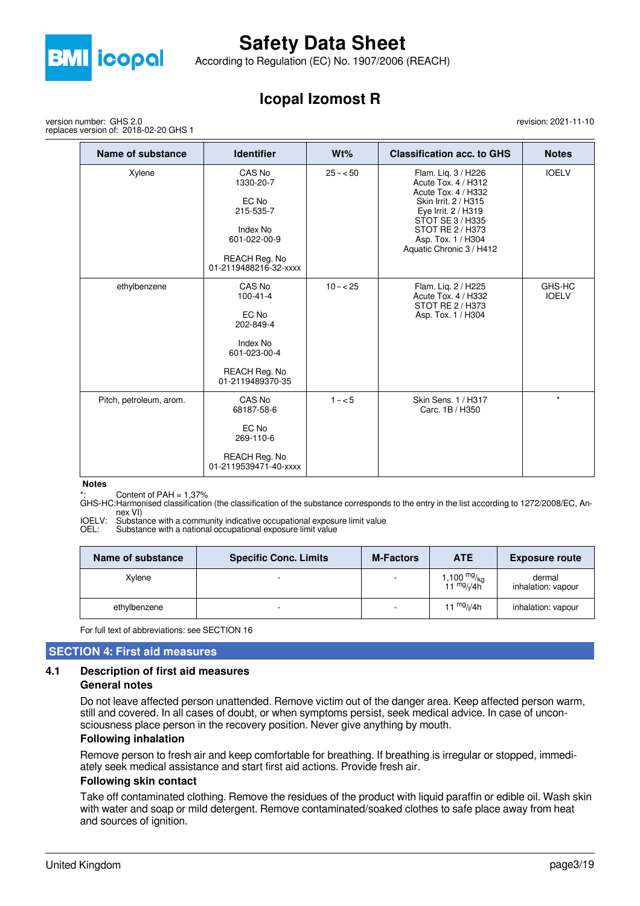| Name of substance | Identifier | Wt% | Classification acc. to GHS | Notes |
|---|---|---|---|---|
| Xylene | CAS No 1330-20-7<br><br>EC No 215-535-7<br><br>Index No 601-022-00-9<br><br>REACH Reg. No 01-2119488216-32-xxxx | 25 – < 50 | Flam. Liq. 3 / H226<br>Acute Tox. 4 / H312<br>Acute Tox. 4 / H332<br>Skin Irrit. 2 / H315<br>Eye Irrit. 2 / H319<br>STOT SE 3 / H335<br>STOT RE 2 / H373<br>Asp. Tox. 1 / H304<br>Aquatic Chronic 3 / H412 | IOELV |
| ethylbenzene | CAS No 100-41-4<br><br>EC No 202-849-4<br><br>Index No 601-023-00-4<br><br>REACH Reg. No 01-2119489370-35 | 10 – < 25 | Flam. Liq. 2 / H225<br>Acute Tox. 4 / H332<br>STOT RE 2 / H373<br>Asp. Tox. 1 / H304 | GHS-HC<br>IOELV |
| Pitch, petroleum, arom. | CAS No 68187-58-6<br><br>EC No 269-110-6<br><br>REACH Reg. No 01-2119539471-40-xxxx | 1 – < 5 | Skin Sens. 1 / H317<br>Carc. 1B / H350 | * |

**Notes**

*: Content of PAH = 1,37%
GHS-HC: Harmonised classification (the classification of the substance corresponds to the entry in the list according to 1272/2008/EC, Annex VI)
IOELV: Substance with a community indicative occupational exposure limit value
OEL: Substance with a national occupational exposure limit value

| Name of substance | Specific Conc. Limits | M-Factors | ATE | Exposure route |
|---|---|---|---|---|
| Xylene | - | - | 1,100 mg/kg<br>11 mg/l/4h | dermal<br>inhalation: vapour |
| ethylbenzene | - | - | 11 mg/l/4h | inhalation: vapour |

For full text of abbreviations: see SECTION 16

## SECTION 4: First aid measures

### 4.1 Description of first aid measures

**General notes**

Do not leave affected person unattended. Remove victim out of the danger area. Keep affected person warm, still and covered. In all cases of doubt, or when symptoms persist, seek medical advice. In case of unconsciousness place person in the recovery position. Never give anything by mouth.

**Following inhalation**

Remove person to fresh air and keep comfortable for breathing. If breathing is irregular or stopped, immediately seek medical assistance and start first aid actions. Provide fresh air.

**Following skin contact**

Take off contaminated clothing. Remove the residues of the product with liquid paraffin or edible oil. Wash skin with water and soap or mild detergent. Remove contaminated/soaked clothes to safe place away from heat and sources of ignition.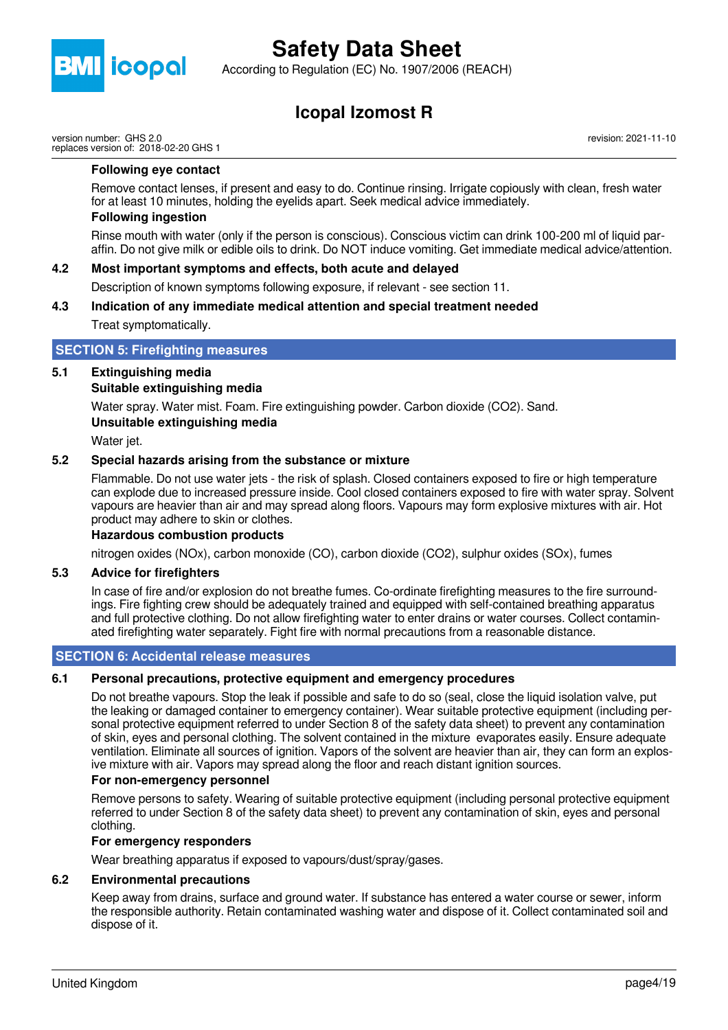**Following eye contact**

Remove contact lenses, if present and easy to do. Continue rinsing. Irrigate copiously with clean, fresh water for at least 10 minutes, holding the eyelids apart. Seek medical advice immediately.

**Following ingestion**

Rinse mouth with water (only if the person is conscious). Conscious victim can drink 100-200 ml of liquid paraffin. Do not give milk or edible oils to drink. Do NOT induce vomiting. Get immediate medical advice/attention.

### 4.2 Most important symptoms and effects, both acute and delayed

Description of known symptoms following exposure, if relevant - see section 11.

### 4.3 Indication of any immediate medical attention and special treatment needed

Treat symptomatically.

## SECTION 5: Firefighting measures

### 5.1 Extinguishing media

**Suitable extinguishing media**

Water spray. Water mist. Foam. Fire extinguishing powder. Carbon dioxide ($CO_2$). Sand.

**Unsuitable extinguishing media**

Water jet.

### 5.2 Special hazards arising from the substance or mixture

Flammable. Do not use water jets - the risk of splash. Closed containers exposed to fire or high temperature can explode due to increased pressure inside. Cool closed containers exposed to fire with water spray. Solvent vapours are heavier than air and may spread along floors. Vapours may form explosive mixtures with air. Hot product may adhere to skin or clothes.

**Hazardous combustion products**

nitrogen oxides ($NO_x$), carbon monoxide (CO), carbon dioxide ($CO_2$), sulphur oxides ($SO_x$), fumes

### 5.3 Advice for firefighters

In case of fire and/or explosion do not breathe fumes. Co-ordinate firefighting measures to the fire surroundings. Fire fighting crew should be adequately trained and equipped with self-contained breathing apparatus and full protective clothing. Do not allow firefighting water to enter drains or water courses. Collect contaminated firefighting water separately. Fight fire with normal precautions from a reasonable distance.

## SECTION 6: Accidental release measures

### 6.1 Personal precautions, protective equipment and emergency procedures

Do not breathe vapours. Stop the leak if possible and safe to do so (seal, close the liquid isolation valve, put the leaking or damaged container to emergency container). Wear suitable protective equipment (including personal protective equipment referred to under Section 8 of the safety data sheet) to prevent any contamination of skin, eyes and personal clothing. The solvent contained in the mixture evaporates easily. Ensure adequate ventilation. Eliminate all sources of ignition. Vapors of the solvent are heavier than air, they can form an explosive mixture with air. Vapors may spread along the floor and reach distant ignition sources.

**For non-emergency personnel**

Remove persons to safety. Wearing of suitable protective equipment (including personal protective equipment referred to under Section 8 of the safety data sheet) to prevent any contamination of skin, eyes and personal clothing.

**For emergency responders**

Wear breathing apparatus if exposed to vapours/dust/spray/gases.

### 6.2 Environmental precautions

Keep away from drains, surface and ground water. If substance has entered a water course or sewer, inform the responsible authority. Retain contaminated washing water and dispose of it. Collect contaminated soil and dispose of it.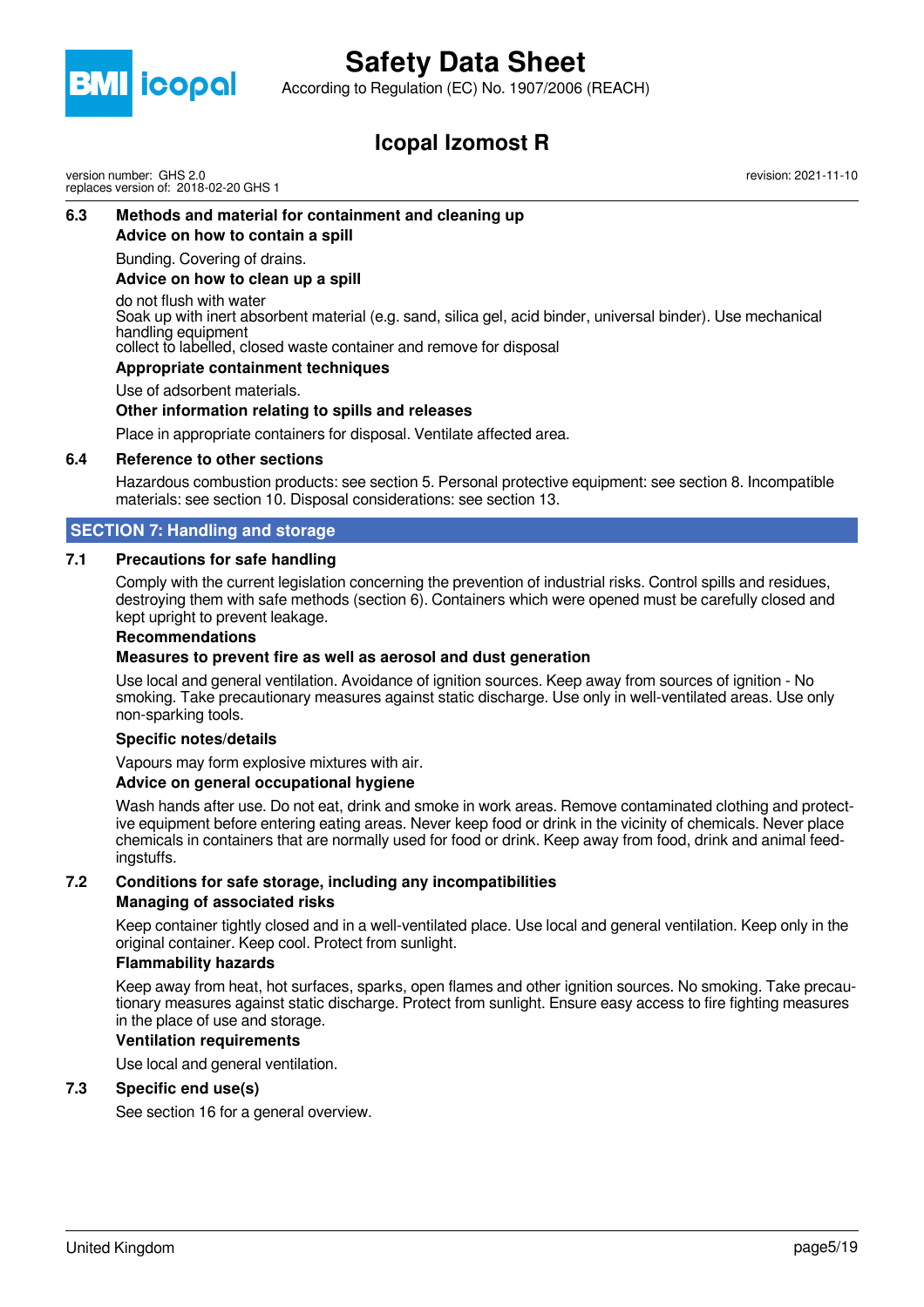### 6.3 Methods and material for containment and cleaning up

**Advice on how to contain a spill**

Bunding. Covering of drains.

**Advice on how to clean up a spill**

do not flush with water
Soak up with inert absorbent material (e.g. sand, silica gel, acid binder, universal binder). Use mechanical handling equipment
collect to labelled, closed waste container and remove for disposal

**Appropriate containment techniques**

Use of adsorbent materials.

**Other information relating to spills and releases**

Place in appropriate containers for disposal. Ventilate affected area.

### 6.4 Reference to other sections

Hazardous combustion products: see section 5. Personal protective equipment: see section 8. Incompatible materials: see section 10. Disposal considerations: see section 13.

## SECTION 7: Handling and storage

### 7.1 Precautions for safe handling

Comply with the current legislation concerning the prevention of industrial risks. Control spills and residues, destroying them with safe methods (section 6). Containers which were opened must be carefully closed and kept upright to prevent leakage.

**Recommendations**

**Measures to prevent fire as well as aerosol and dust generation**

Use local and general ventilation. Avoidance of ignition sources. Keep away from sources of ignition - No smoking. Take precautionary measures against static discharge. Use only in well-ventilated areas. Use only non-sparking tools.

**Specific notes/details**

Vapours may form explosive mixtures with air.

**Advice on general occupational hygiene**

Wash hands after use. Do not eat, drink and smoke in work areas. Remove contaminated clothing and protective equipment before entering eating areas. Never keep food or drink in the vicinity of chemicals. Never place chemicals in containers that are normally used for food or drink. Keep away from food, drink and animal feedingstuffs.

### 7.2 Conditions for safe storage, including any incompatibilities

**Managing of associated risks**

Keep container tightly closed and in a well-ventilated place. Use local and general ventilation. Keep only in the original container. Keep cool. Protect from sunlight.

**Flammability hazards**

Keep away from heat, hot surfaces, sparks, open flames and other ignition sources. No smoking. Take precautionary measures against static discharge. Protect from sunlight. Ensure easy access to fire fighting measures in the place of use and storage.

**Ventilation requirements**

Use local and general ventilation.

### 7.3 Specific end use(s)

See section 16 for a general overview.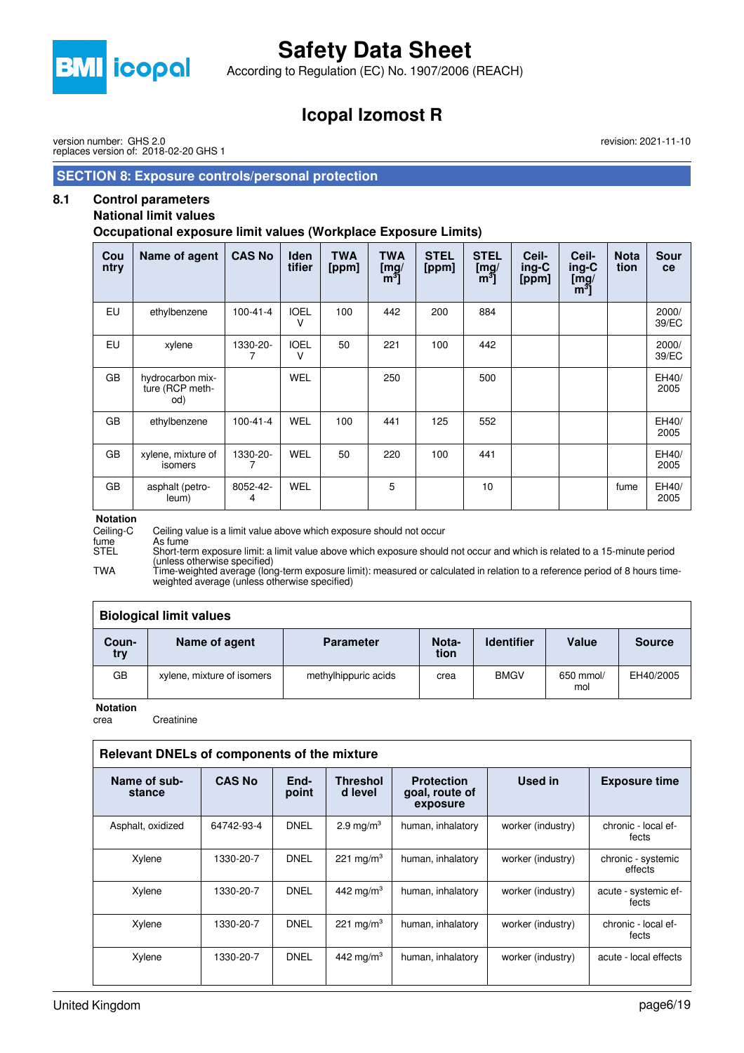## SECTION 8: Exposure controls/personal protection

### 8.1 Control parameters

**National limit values**

**Occupational exposure limit values (Workplace Exposure Limits)**

| Country | Name of agent | CAS No | Identifier | TWA [ppm] | TWA [mg/m³] | STEL [ppm] | STEL [mg/m³] | Ceiling-C [ppm] | Ceiling-C [mg/m³] | Notation | Source |
|---|---|---|---|---|---|---|---|---|---|---|---|
| EU | ethylbenzene | 100-41-4 | IOELV | 100 | 442 | 200 | 884 | | | | 2000/39/EC |
| EU | xylene | 1330-20-7 | IOELV | 50 | 221 | 100 | 442 | | | | 2000/39/EC |
| GB | hydrocarbon mixture (RCP method) | | WEL | | 250 | | 500 | | | | EH40/2005 |
| GB | ethylbenzene | 100-41-4 | WEL | 100 | 441 | 125 | 552 | | | | EH40/2005 |
| GB | xylene, mixture of isomers | 1330-20-7 | WEL | 50 | 220 | 100 | 441 | | | | EH40/2005 |
| GB | asphalt (petroleum) | 8052-42-4 | WEL | | 5 | | 10 | | | fume | EH40/2005 |

**Notation**

- Ceiling-C: Ceiling value is a limit value above which exposure should not occur
- fume: As fume
- STEL: Short-term exposure limit: a limit value above which exposure should not occur and which is related to a 15-minute period (unless otherwise specified)
- TWA: Time-weighted average (long-term exposure limit): measured or calculated in relation to a reference period of 8 hours time-weighted average (unless otherwise specified)

**Biological limit values**

| Country | Name of agent | Parameter | Notation | Identifier | Value | Source |
|---|---|---|---|---|---|---|
| GB | xylene, mixture of isomers | methylhippuric acids | crea | BMGV | 650 mmol/mol | EH40/2005 |

**Notation**

- crea: Creatinine

**Relevant DNELs of components of the mixture**

| Name of substance | CAS No | Endpoint | Threshold level | Protection goal, route of exposure | Used in | Exposure time |
|---|---|---|---|---|---|---|
| Asphalt, oxidized | 64742-93-4 | DNEL | 2.9 mg/m³ | human, inhalatory | worker (industry) | chronic - local effects |
| Xylene | 1330-20-7 | DNEL | 221 mg/m³ | human, inhalatory | worker (industry) | chronic - systemic effects |
| Xylene | 1330-20-7 | DNEL | 442 mg/m³ | human, inhalatory | worker (industry) | acute - systemic effects |
| Xylene | 1330-20-7 | DNEL | 221 mg/m³ | human, inhalatory | worker (industry) | chronic - local effects |
| Xylene | 1330-20-7 | DNEL | 442 mg/m³ | human, inhalatory | worker (industry) | acute - local effects |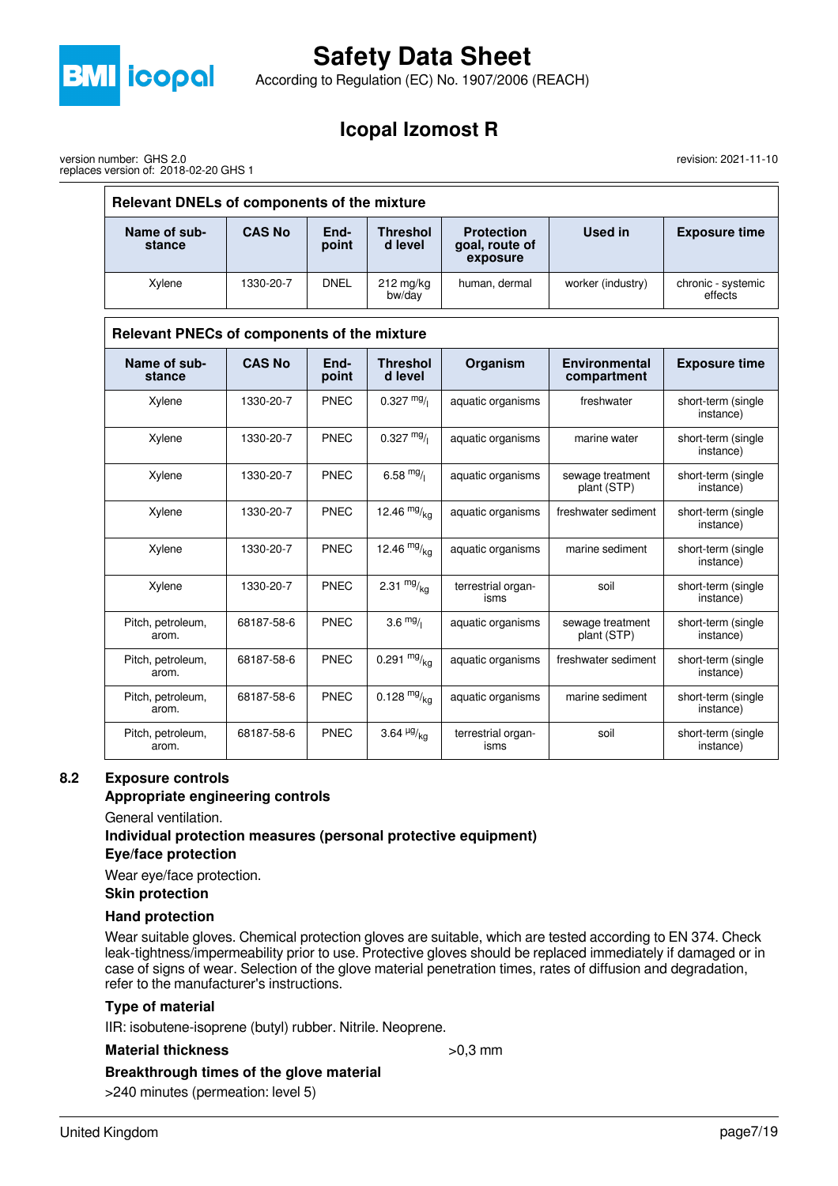**Relevant DNELs of components of the mixture**

| Name of substance | CAS No | End-point | Threshold level | Protection goal, route of exposure | Used in | Exposure time |
|---|---|---|---|---|---|---|
| Xylene | 1330-20-7 | DNEL | 212 mg/kg bw/day | human, dermal | worker (industry) | chronic - systemic effects |

**Relevant PNECs of components of the mixture**

| Name of substance | CAS No | End-point | Threshold level | Organism | Environmental compartment | Exposure time |
|---|---|---|---|---|---|---|
| Xylene | 1330-20-7 | PNEC | 0.327 mg/l | aquatic organisms | freshwater | short-term (single instance) |
| Xylene | 1330-20-7 | PNEC | 0.327 mg/l | aquatic organisms | marine water | short-term (single instance) |
| Xylene | 1330-20-7 | PNEC | 6.58 mg/l | aquatic organisms | sewage treatment plant (STP) | short-term (single instance) |
| Xylene | 1330-20-7 | PNEC | 12.46 mg/kg | aquatic organisms | freshwater sediment | short-term (single instance) |
| Xylene | 1330-20-7 | PNEC | 12.46 mg/kg | aquatic organisms | marine sediment | short-term (single instance) |
| Xylene | 1330-20-7 | PNEC | 2.31 mg/kg | terrestrial organisms | soil | short-term (single instance) |
| Pitch, petroleum, arom. | 68187-58-6 | PNEC | 3.6 mg/l | aquatic organisms | sewage treatment plant (STP) | short-term (single instance) |
| Pitch, petroleum, arom. | 68187-58-6 | PNEC | 0.291 mg/kg | aquatic organisms | freshwater sediment | short-term (single instance) |
| Pitch, petroleum, arom. | 68187-58-6 | PNEC | 0.128 mg/kg | aquatic organisms | marine sediment | short-term (single instance) |
| Pitch, petroleum, arom. | 68187-58-6 | PNEC | 3.64 µg/kg | terrestrial organisms | soil | short-term (single instance) |

## 8.2 Exposure controls

**Appropriate engineering controls**

General ventilation.

**Individual protection measures (personal protective equipment)**

**Eye/face protection**

Wear eye/face protection.

**Skin protection**

**Hand protection**

Wear suitable gloves. Chemical protection gloves are suitable, which are tested according to EN 374. Check leak-tightness/impermeability prior to use. Protective gloves should be replaced immediately if damaged or in case of signs of wear. Selection of the glove material penetration times, rates of diffusion and degradation, refer to the manufacturer's instructions.

**Type of material**

IIR: isobutene-isoprene (butyl) rubber. Nitrile. Neoprene.

**Material thickness** >0,3 mm

**Breakthrough times of the glove material**

>240 minutes (permeation: level 5)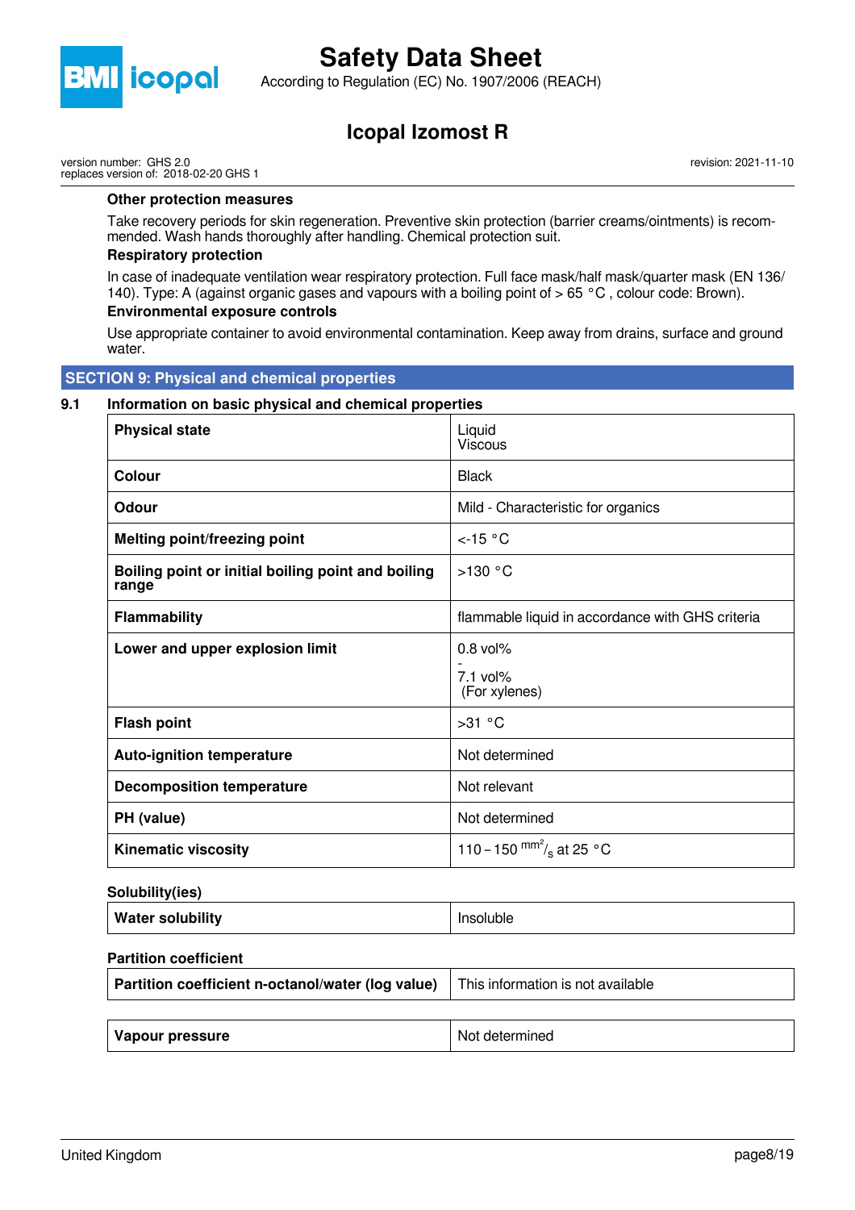**Other protection measures**

Take recovery periods for skin regeneration. Preventive skin protection (barrier creams/ointments) is recommended. Wash hands thoroughly after handling. Chemical protection suit.

**Respiratory protection**

In case of inadequate ventilation wear respiratory protection. Full face mask/half mask/quarter mask (EN 136/140). Type: A (against organic gases and vapours with a boiling point of > 65 °C , colour code: Brown).

**Environmental exposure controls**

Use appropriate container to avoid environmental contamination. Keep away from drains, surface and ground water.

## SECTION 9: Physical and chemical properties

### 9.1 Information on basic physical and chemical properties

| | |
|---|---|
| **Physical state** | Liquid<br>Viscous |
| **Colour** | Black |
| **Odour** | Mild - Characteristic for organics |
| **Melting point/freezing point** | <-15 °C |
| **Boiling point or initial boiling point and boiling range** | >130 °C |
| **Flammability** | flammable liquid in accordance with GHS criteria |
| **Lower and upper explosion limit** | 0.8 vol%<br>-<br>7.1 vol%<br>(For xylenes) |
| **Flash point** | >31 °C |
| **Auto-ignition temperature** | Not determined |
| **Decomposition temperature** | Not relevant |
| **PH (value)** | Not determined |
| **Kinematic viscosity** | 110 – 150 $^{mm^2}/_s$ at 25 °C |

**Solubility(ies)**

| | |
|---|---|
| **Water solubility** | Insoluble |

**Partition coefficient**

| | |
|---|---|
| **Partition coefficient n-octanol/water (log value)** | This information is not available |

| | |
|---|---|
| **Vapour pressure** | Not determined |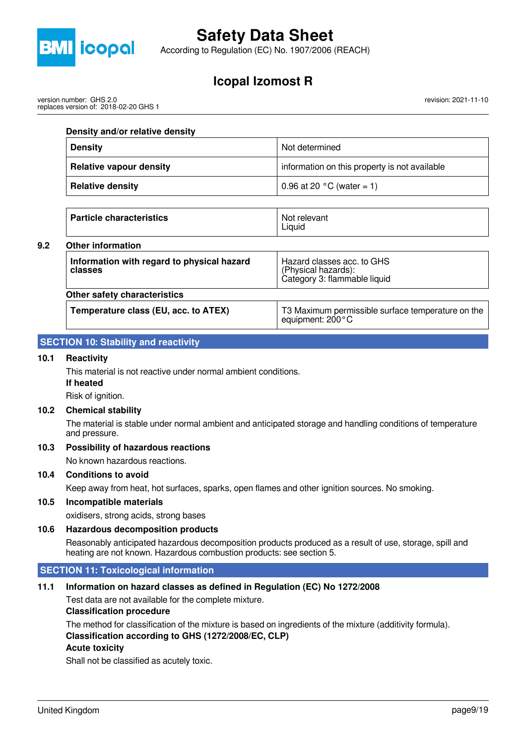**Density and/or relative density**

| | |
|---|---|
| **Density** | Not determined |
| **Relative vapour density** | information on this property is not available |
| **Relative density** | 0.96 at 20 °C (water = 1) |

| | |
|---|---|
| **Particle characteristics** | Not relevant<br>Liquid |

### 9.2 Other information

| | |
|---|---|
| **Information with regard to physical hazard classes** | Hazard classes acc. to GHS (Physical hazards):<br>Category 3: flammable liquid |

**Other safety characteristics**

| | |
|---|---|
| **Temperature class (EU, acc. to ATEX)** | T3 Maximum permissible surface temperature on the equipment: 200°C |

## SECTION 10: Stability and reactivity

### 10.1 Reactivity

This material is not reactive under normal ambient conditions.

**If heated**

Risk of ignition.

### 10.2 Chemical stability

The material is stable under normal ambient and anticipated storage and handling conditions of temperature and pressure.

### 10.3 Possibility of hazardous reactions

No known hazardous reactions.

### 10.4 Conditions to avoid

Keep away from heat, hot surfaces, sparks, open flames and other ignition sources. No smoking.

### 10.5 Incompatible materials

oxidisers, strong acids, strong bases

### 10.6 Hazardous decomposition products

Reasonably anticipated hazardous decomposition products produced as a result of use, storage, spill and heating are not known. Hazardous combustion products: see section 5.

## SECTION 11: Toxicological information

### 11.1 Information on hazard classes as defined in Regulation (EC) No 1272/2008

Test data are not available for the complete mixture.

**Classification procedure**

The method for classification of the mixture is based on ingredients of the mixture (additivity formula).

**Classification according to GHS (1272/2008/EC, CLP)**

**Acute toxicity**

Shall not be classified as acutely toxic.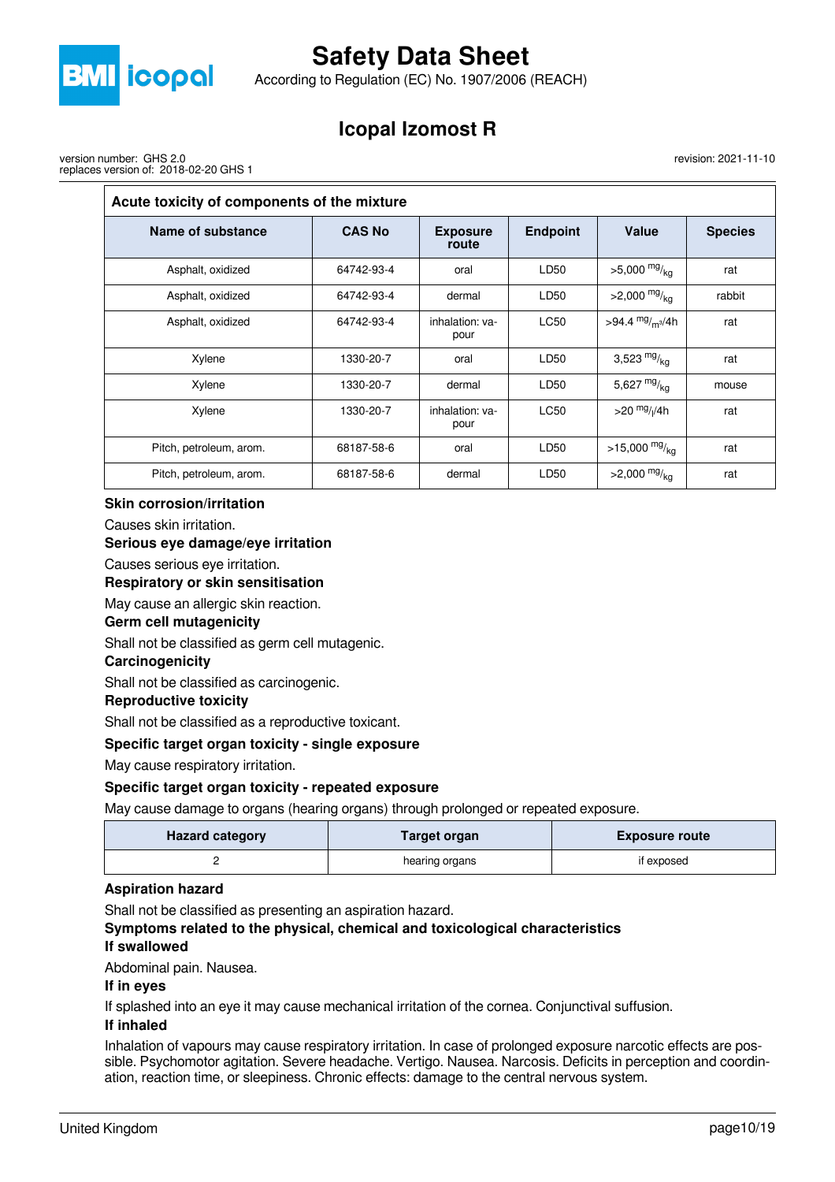| Acute toxicity of components of the mixture | | | | | |
|---|---|---|---|---|---|
| **Name of substance** | **CAS No** | **Exposure route** | **Endpoint** | **Value** | **Species** |
| Asphalt, oxidized | 64742-93-4 | oral | LD50 | >5,000 $^{mg}/_{kg}$ | rat |
| Asphalt, oxidized | 64742-93-4 | dermal | LD50 | >2,000 $^{mg}/_{kg}$ | rabbit |
| Asphalt, oxidized | 64742-93-4 | inhalation: vapour | LC50 | >94.4 $^{mg}/_{m^3}$/4h | rat |
| Xylene | 1330-20-7 | oral | LD50 | 3,523 $^{mg}/_{kg}$ | rat |
| Xylene | 1330-20-7 | dermal | LD50 | 5,627 $^{mg}/_{kg}$ | mouse |
| Xylene | 1330-20-7 | inhalation: vapour | LC50 | >20 $^{mg}/_{l}$/4h | rat |
| Pitch, petroleum, arom. | 68187-58-6 | oral | LD50 | >15,000 $^{mg}/_{kg}$ | rat |
| Pitch, petroleum, arom. | 68187-58-6 | dermal | LD50 | >2,000 $^{mg}/_{kg}$ | rat |

**Skin corrosion/irritation**

Causes skin irritation.

**Serious eye damage/eye irritation**

Causes serious eye irritation.

**Respiratory or skin sensitisation**

May cause an allergic skin reaction.

**Germ cell mutagenicity**

Shall not be classified as germ cell mutagenic.

**Carcinogenicity**

Shall not be classified as carcinogenic.

**Reproductive toxicity**

Shall not be classified as a reproductive toxicant.

**Specific target organ toxicity - single exposure**

May cause respiratory irritation.

**Specific target organ toxicity - repeated exposure**

May cause damage to organs (hearing organs) through prolonged or repeated exposure.

| Hazard category | Target organ | Exposure route |
|---|---|---|
| 2 | hearing organs | if exposed |

**Aspiration hazard**

Shall not be classified as presenting an aspiration hazard.

**Symptoms related to the physical, chemical and toxicological characteristics**

**If swallowed**

Abdominal pain. Nausea.

**If in eyes**

If splashed into an eye it may cause mechanical irritation of the cornea. Conjunctival suffusion.

**If inhaled**

Inhalation of vapours may cause respiratory irritation. In case of prolonged exposure narcotic effects are possible. Psychomotor agitation. Severe headache. Vertigo. Nausea. Narcosis. Deficits in perception and coordination, reaction time, or sleepiness. Chronic effects: damage to the central nervous system.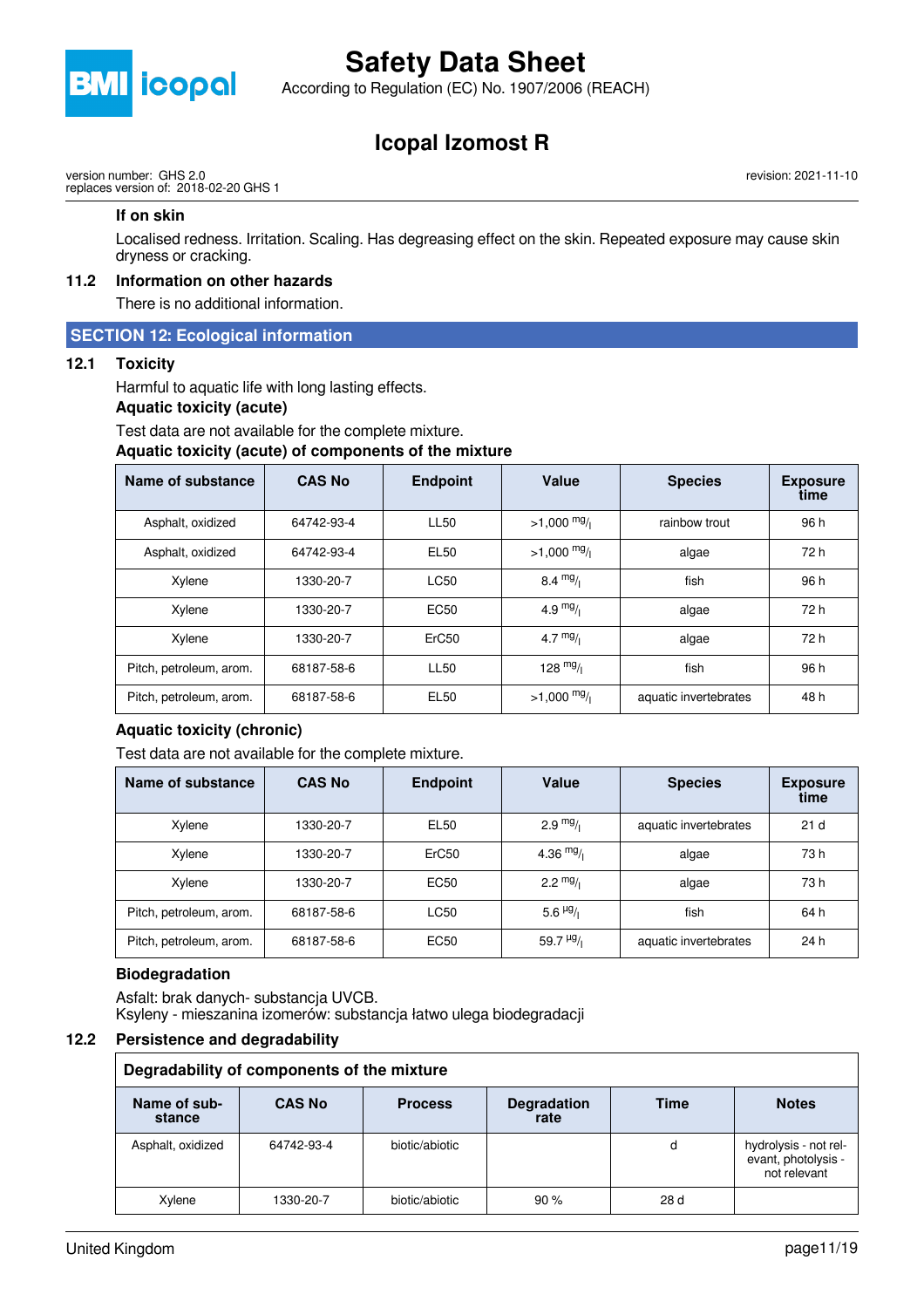#### If on skin

Localised redness. Irritation. Scaling. Has degreasing effect on the skin. Repeated exposure may cause skin dryness or cracking.

### 11.2 Information on other hazards

There is no additional information.

## SECTION 12: Ecological information

### 12.1 Toxicity

Harmful to aquatic life with long lasting effects.

**Aquatic toxicity (acute)**

Test data are not available for the complete mixture.

**Aquatic toxicity (acute) of components of the mixture**

| Name of substance | CAS No | Endpoint | Value | Species | Exposure time |
|---|---|---|---|---|---|
| Asphalt, oxidized | 64742-93-4 | LL50 | >1,000 mg/l | rainbow trout | 96 h |
| Asphalt, oxidized | 64742-93-4 | EL50 | >1,000 mg/l | algae | 72 h |
| Xylene | 1330-20-7 | LC50 | 8.4 mg/l | fish | 96 h |
| Xylene | 1330-20-7 | EC50 | 4.9 mg/l | algae | 72 h |
| Xylene | 1330-20-7 | ErC50 | 4.7 mg/l | algae | 72 h |
| Pitch, petroleum, arom. | 68187-58-6 | LL50 | 128 mg/l | fish | 96 h |
| Pitch, petroleum, arom. | 68187-58-6 | EL50 | >1,000 mg/l | aquatic invertebrates | 48 h |

**Aquatic toxicity (chronic)**

Test data are not available for the complete mixture.

| Name of substance | CAS No | Endpoint | Value | Species | Exposure time |
|---|---|---|---|---|---|
| Xylene | 1330-20-7 | EL50 | 2.9 mg/l | aquatic invertebrates | 21 d |
| Xylene | 1330-20-7 | ErC50 | 4.36 mg/l | algae | 73 h |
| Xylene | 1330-20-7 | EC50 | 2.2 mg/l | algae | 73 h |
| Pitch, petroleum, arom. | 68187-58-6 | LC50 | 5.6 µg/l | fish | 64 h |
| Pitch, petroleum, arom. | 68187-58-6 | EC50 | 59.7 µg/l | aquatic invertebrates | 24 h |

**Biodegradation**

Asfalt: brak danych- substancja UVCB.
Ksyleny - mieszanina izomerów: substancja łatwo ulega biodegradacji

### 12.2 Persistence and degradability

| Degradability of components of the mixture | | | | | |
|---|---|---|---|---|---|
| Name of substance | CAS No | Process | Degradation rate | Time | Notes |
| Asphalt, oxidized | 64742-93-4 | biotic/abiotic | | d | hydrolysis - not relevant, photolysis - not relevant |
| Xylene | 1330-20-7 | biotic/abiotic | 90 % | 28 d | |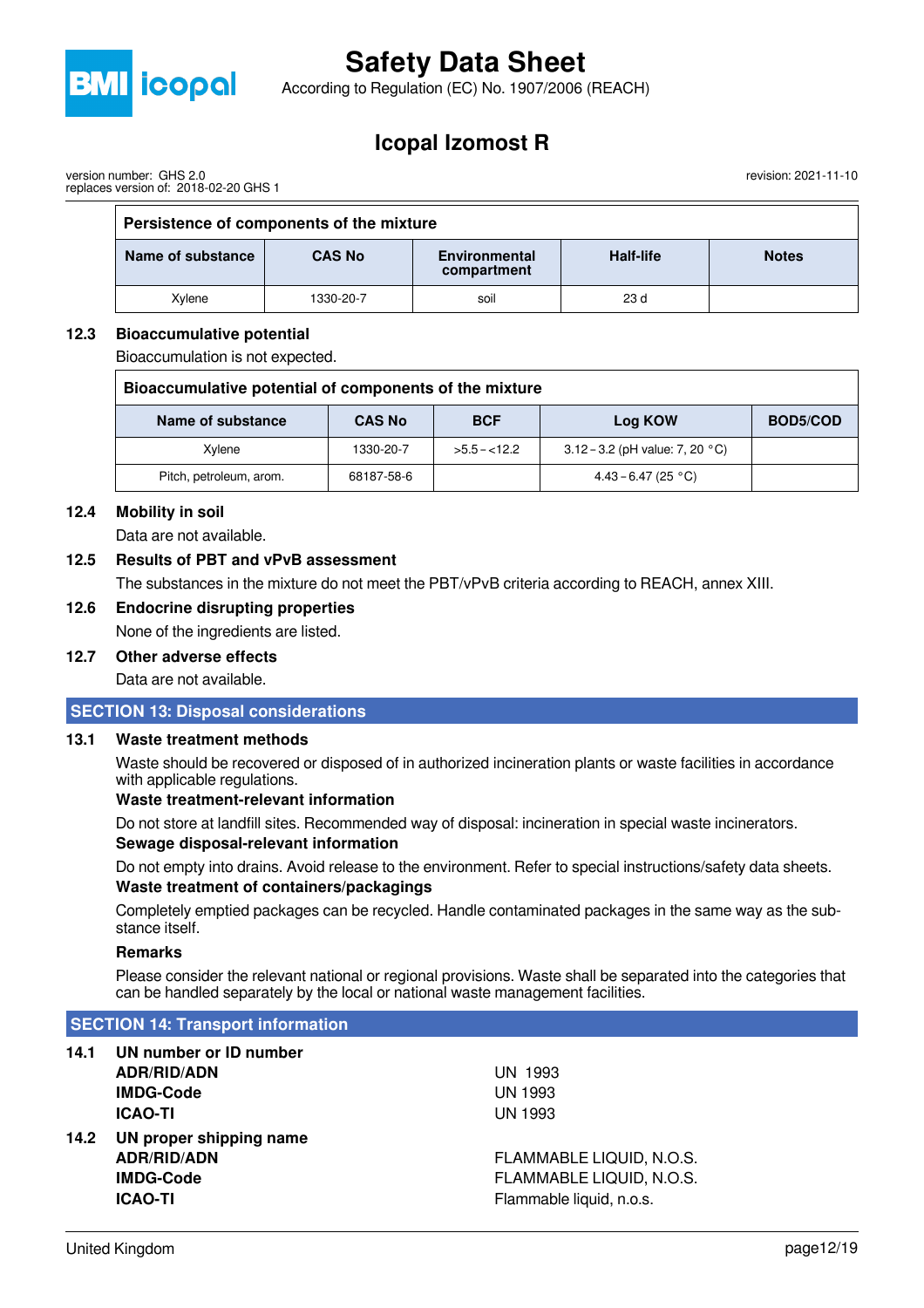| Persistence of components of the mixture | | | | |
|---|---|---|---|---|
| **Name of substance** | **CAS No** | **Environmental compartment** | **Half-life** | **Notes** |
| Xylene | 1330-20-7 | soil | 23 d | |

### 12.3 Bioaccumulative potential

Bioaccumulation is not expected.

| Bioaccumulative potential of components of the mixture | | | | |
|---|---|---|---|---|
| **Name of substance** | **CAS No** | **BCF** | **Log KOW** | **BOD5/COD** |
| Xylene | 1330-20-7 | >5.5 – <12.2 | 3.12 – 3.2 (pH value: 7, 20 °C) | |
| Pitch, petroleum, arom. | 68187-58-6 | | 4.43 – 6.47 (25 °C) | |

### 12.4 Mobility in soil

Data are not available.

### 12.5 Results of PBT and vPvB assessment

The substances in the mixture do not meet the PBT/vPvB criteria according to REACH, annex XIII.

### 12.6 Endocrine disrupting properties

None of the ingredients are listed.

### 12.7 Other adverse effects

Data are not available.

## SECTION 13: Disposal considerations

### 13.1 Waste treatment methods

Waste should be recovered or disposed of in authorized incineration plants or waste facilities in accordance with applicable regulations.

**Waste treatment-relevant information**

Do not store at landfill sites. Recommended way of disposal: incineration in special waste incinerators.

**Sewage disposal-relevant information**

Do not empty into drains. Avoid release to the environment. Refer to special instructions/safety data sheets.

**Waste treatment of containers/packagings**

Completely emptied packages can be recycled. Handle contaminated packages in the same way as the substance itself.

**Remarks**

Please consider the relevant national or regional provisions. Waste shall be separated into the categories that can be handled separately by the local or national waste management facilities.

## SECTION 14: Transport information

### 14.1 UN number or ID number

| | |
|---|---|
| **ADR/RID/ADN** | UN 1993 |
| **IMDG-Code** | UN 1993 |
| **ICAO-TI** | UN 1993 |

### 14.2 UN proper shipping name

| | |
|---|---|
| **ADR/RID/ADN** | FLAMMABLE LIQUID, N.O.S. |
| **IMDG-Code** | FLAMMABLE LIQUID, N.O.S. |
| **ICAO-TI** | Flammable liquid, n.o.s. |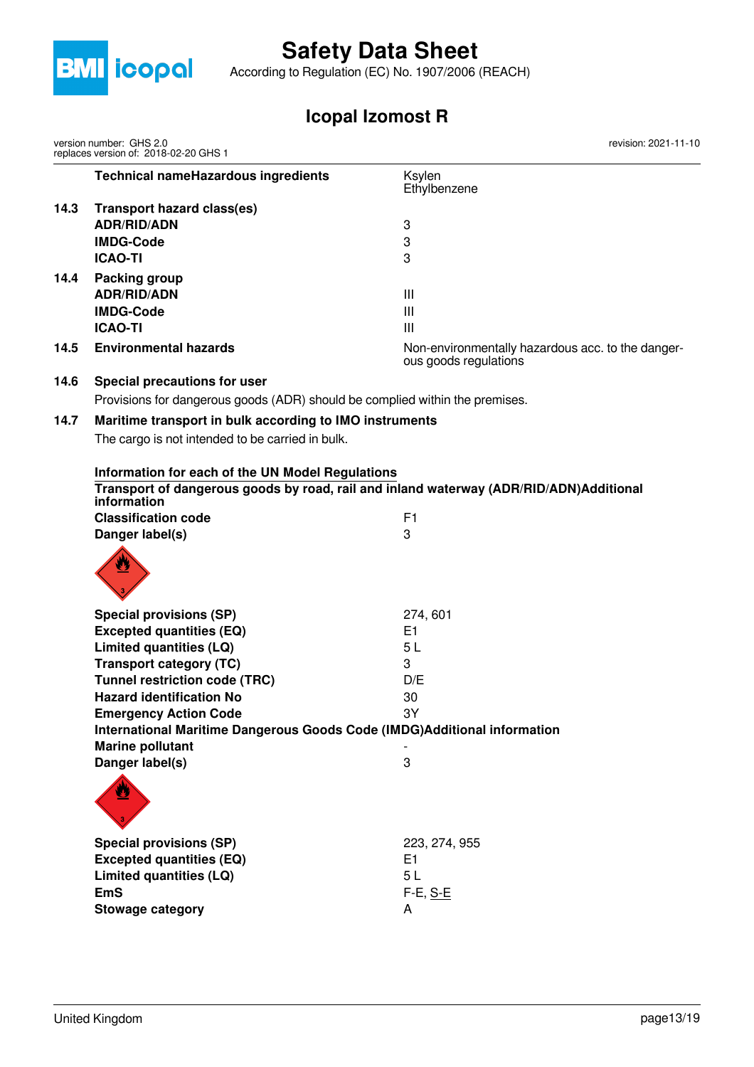| | | |
|---|---|---|
| | **Technical nameHazardous ingredients** | Ksylen<br>Ethylbenzene |
| **14.3** | **Transport hazard class(es)** | |
| | **ADR/RID/ADN** | 3 |
| | **IMDG-Code** | 3 |
| | **ICAO-TI** | 3 |
| **14.4** | **Packing group** | |
| | **ADR/RID/ADN** | III |
| | **IMDG-Code** | III |
| | **ICAO-TI** | III |
| **14.5** | **Environmental hazards** | Non-environmentally hazardous acc. to the dangerous goods regulations |

**14.6 Special precautions for user**

Provisions for dangerous goods (ADR) should be complied within the premises.

**14.7 Maritime transport in bulk according to IMO instruments**

The cargo is not intended to be carried in bulk.

**Information for each of the UN Model Regulations**

**Transport of dangerous goods by road, rail and inland waterway (ADR/RID/ADN)Additional information**

| | |
|---|---|
| **Classification code** | F1 |
| **Danger label(s)** | 3 |
| **Special provisions (SP)** | 274, 601 |
| **Excepted quantities (EQ)** | E1 |
| **Limited quantities (LQ)** | 5 L |
| **Transport category (TC)** | 3 |
| **Tunnel restriction code (TRC)** | D/E |
| **Hazard identification No** | 30 |
| **Emergency Action Code** | 3Y |

**International Maritime Dangerous Goods Code (IMDG)Additional information**

| | |
|---|---|
| **Marine pollutant** | - |
| **Danger label(s)** | 3 |
| **Special provisions (SP)** | 223, 274, 955 |
| **Excepted quantities (EQ)** | E1 |
| **Limited quantities (LQ)** | 5 L |
| **EmS** | F-E, S-E |
| **Stowage category** | A |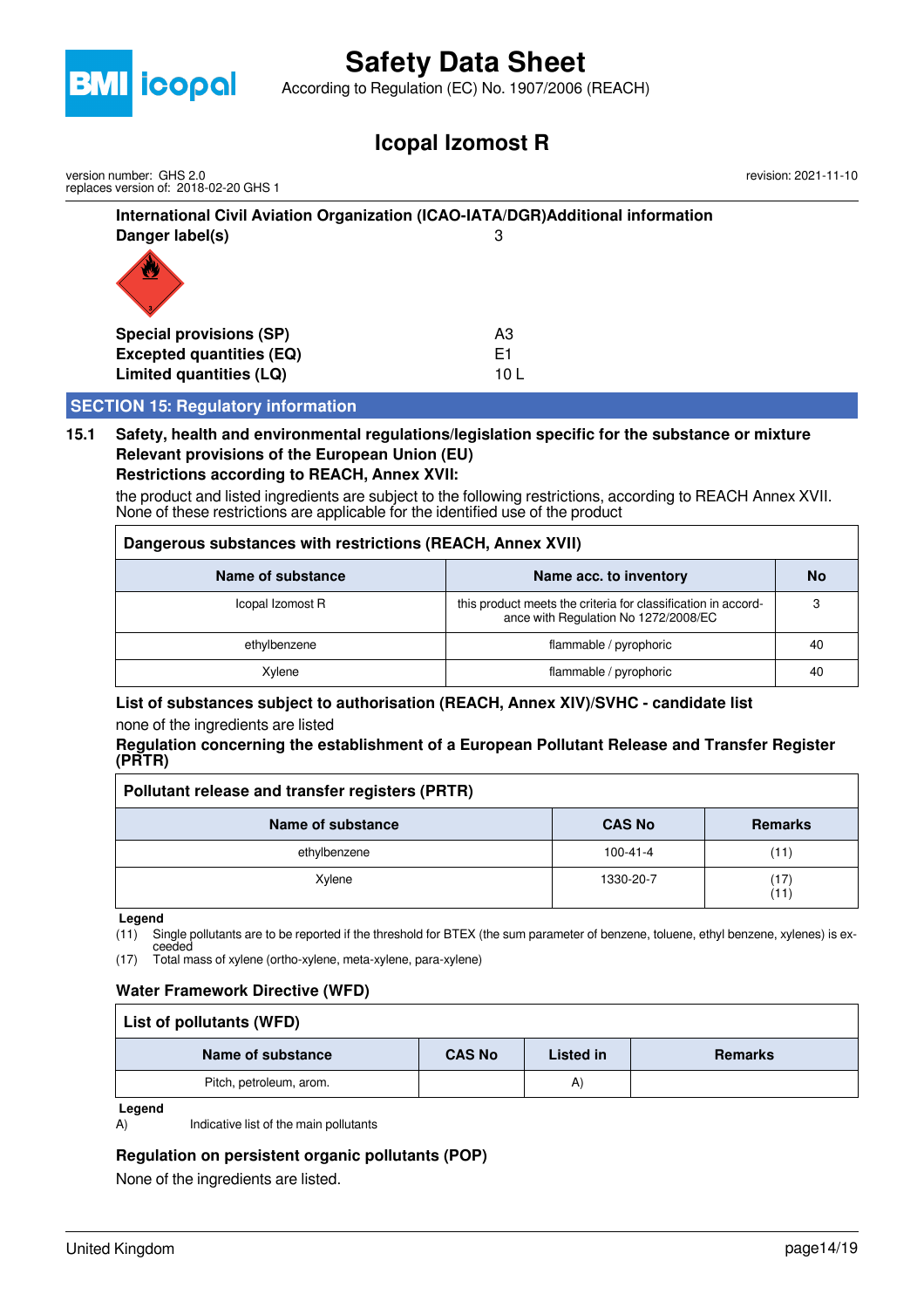**International Civil Aviation Organization (ICAO-IATA/DGR)Additional information**

| | |
|---|---|
| **Danger label(s)** | 3 |
| **Special provisions (SP)** | A3 |
| **Excepted quantities (EQ)** | E1 |
| **Limited quantities (LQ)** | 10 L |

## SECTION 15: Regulatory information

### 15.1 Safety, health and environmental regulations/legislation specific for the substance or mixture

**Relevant provisions of the European Union (EU)**

**Restrictions according to REACH, Annex XVII:**

the product and listed ingredients are subject to the following restrictions, according to REACH Annex XVII. None of these restrictions are applicable for the identified use of the product

**Dangerous substances with restrictions (REACH, Annex XVII)**

| Name of substance | Name acc. to inventory | No |
|---|---|---|
| Icopal Izomost R | this product meets the criteria for classification in accordance with Regulation No 1272/2008/EC | 3 |
| ethylbenzene | flammable / pyrophoric | 40 |
| Xylene | flammable / pyrophoric | 40 |

**List of substances subject to authorisation (REACH, Annex XIV)/SVHC - candidate list**

none of the ingredients are listed

**Regulation concerning the establishment of a European Pollutant Release and Transfer Register (PRTR)**

**Pollutant release and transfer registers (PRTR)**

| Name of substance | CAS No | Remarks |
|---|---|---|
| ethylbenzene | 100-41-4 | (11) |
| Xylene | 1330-20-7 | (17) (11) |

**Legend**

(11) Single pollutants are to be reported if the threshold for BTEX (the sum parameter of benzene, toluene, ethyl benzene, xylenes) is exceeded

(17) Total mass of xylene (ortho-xylene, meta-xylene, para-xylene)

**Water Framework Directive (WFD)**

**List of pollutants (WFD)**

| Name of substance | CAS No | Listed in | Remarks |
|---|---|---|---|
| Pitch, petroleum, arom. | | A) | |

**Legend**

A) Indicative list of the main pollutants

**Regulation on persistent organic pollutants (POP)**

None of the ingredients are listed.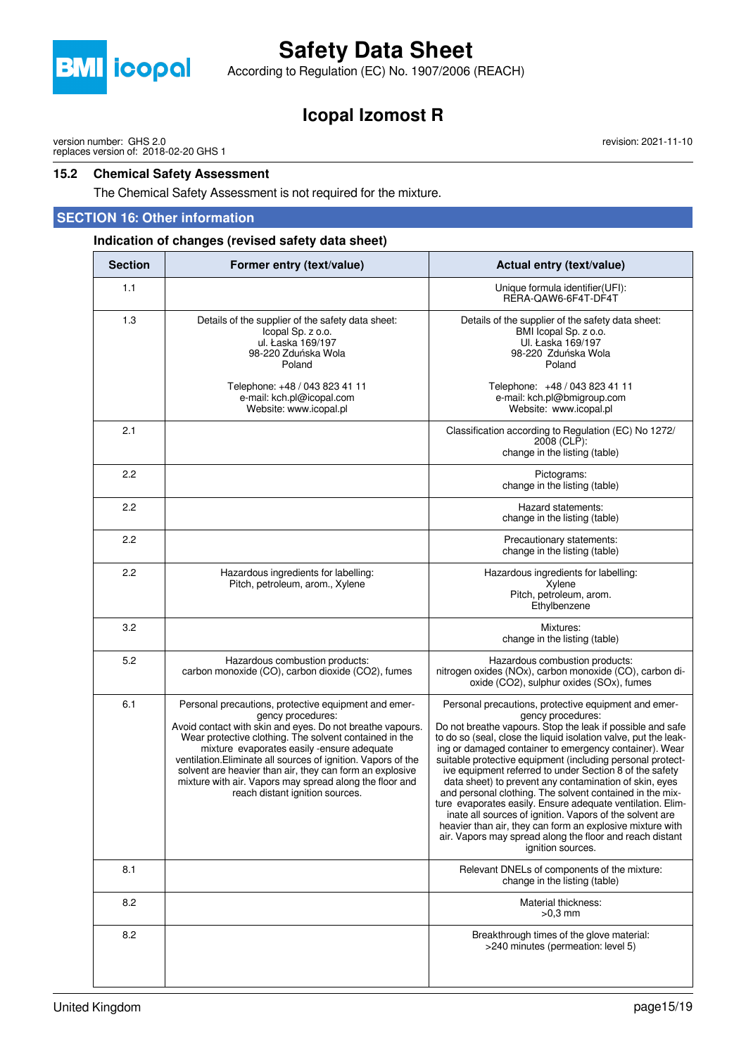### 15.2 Chemical Safety Assessment

The Chemical Safety Assessment is not required for the mixture.

## SECTION 16: Other information

### Indication of changes (revised safety data sheet)

| Section | Former entry (text/value) | Actual entry (text/value) |
|---|---|---|
| 1.1 | | Unique formula identifier(UFI): RERA-QAW6-6F4T-DF4T |
| 1.3 | Details of the supplier of the safety data sheet: Icopal Sp. z o.o. ul. Łaska 169/197 98-220 Zduńska Wola Poland<br><br>Telephone: +48 / 043 823 41 11 e-mail: kch.pl@icopal.com Website: www.icopal.pl | Details of the supplier of the safety data sheet: BMI Icopal Sp. z o.o. Ul. Łaska 169/197 98-220 Zduńska Wola Poland<br><br>Telephone: +48 / 043 823 41 11 e-mail: kch.pl@bmigroup.com Website: www.icopal.pl |
| 2.1 | | Classification according to Regulation (EC) No 1272/2008 (CLP): change in the listing (table) |
| 2.2 | | Pictograms: change in the listing (table) |
| 2.2 | | Hazard statements: change in the listing (table) |
| 2.2 | | Precautionary statements: change in the listing (table) |
| 2.2 | Hazardous ingredients for labelling: Pitch, petroleum, arom., Xylene | Hazardous ingredients for labelling: Xylene Pitch, petroleum, arom. Ethylbenzene |
| 3.2 | | Mixtures: change in the listing (table) |
| 5.2 | Hazardous combustion products: carbon monoxide (CO), carbon dioxide (CO2), fumes | Hazardous combustion products: nitrogen oxides (NOx), carbon monoxide (CO), carbon dioxide (CO2), sulphur oxides (SOx), fumes |
| 6.1 | Personal precautions, protective equipment and emergency procedures: Avoid contact with skin and eyes. Do not breathe vapours. Wear protective clothing. The solvent contained in the mixture evaporates easily -ensure adequate ventilation.Eliminate all sources of ignition. Vapors of the solvent are heavier than air, they can form an explosive mixture with air. Vapors may spread along the floor and reach distant ignition sources. | Personal precautions, protective equipment and emergency procedures: Do not breathe vapours. Stop the leak if possible and safe to do so (seal, close the liquid isolation valve, put the leaking or damaged container to emergency container). Wear suitable protective equipment (including personal protective equipment referred to under Section 8 of the safety data sheet) to prevent any contamination of skin, eyes and personal clothing. The solvent contained in the mixture evaporates easily. Ensure adequate ventilation. Eliminate all sources of ignition. Vapors of the solvent are heavier than air, they can form an explosive mixture with air. Vapors may spread along the floor and reach distant ignition sources. |
| 8.1 | | Relevant DNELs of components of the mixture: change in the listing (table) |
| 8.2 | | Material thickness: >0,3 mm |
| 8.2 | | Breakthrough times of the glove material: >240 minutes (permeation: level 5) |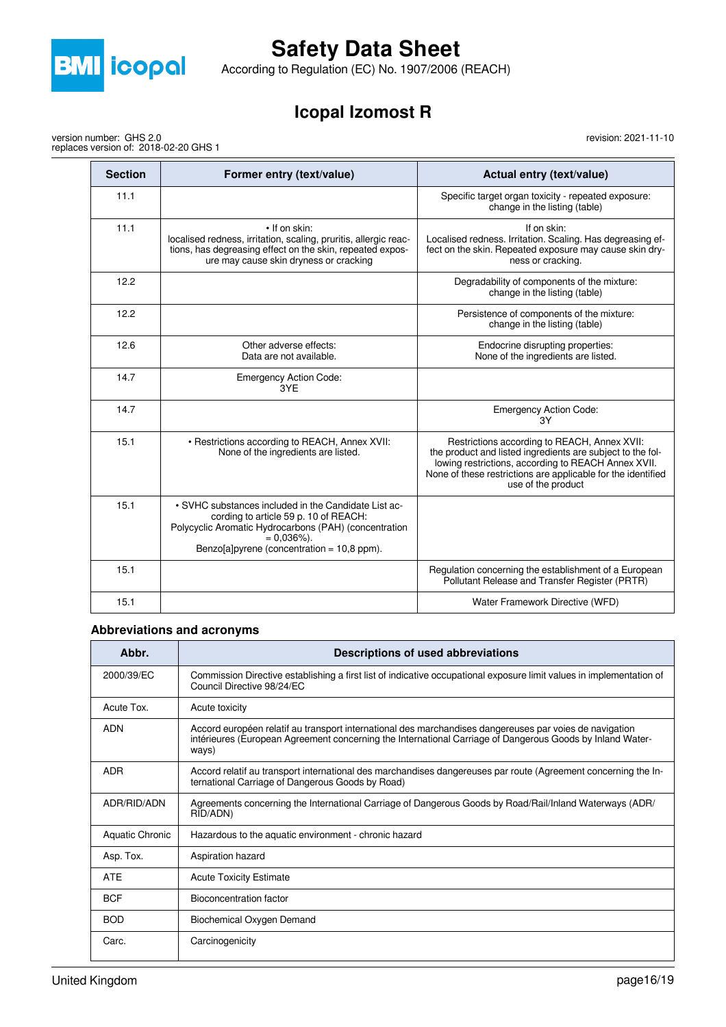| Section | Former entry (text/value) | Actual entry (text/value) |
|---|---|---|
| 11.1 | | Specific target organ toxicity - repeated exposure: change in the listing (table) |
| 11.1 | • If on skin: localised redness, irritation, scaling, pruritis, allergic reactions, has degreasing effect on the skin, repeated exposure may cause skin dryness or cracking | If on skin: Localised redness. Irritation. Scaling. Has degreasing effect on the skin. Repeated exposure may cause skin dryness or cracking. |
| 12.2 | | Degradability of components of the mixture: change in the listing (table) |
| 12.2 | | Persistence of components of the mixture: change in the listing (table) |
| 12.6 | Other adverse effects: Data are not available. | Endocrine disrupting properties: None of the ingredients are listed. |
| 14.7 | Emergency Action Code: 3YE | |
| 14.7 | | Emergency Action Code: 3Y |
| 15.1 | • Restrictions according to REACH, Annex XVII: None of the ingredients are listed. | Restrictions according to REACH, Annex XVII: the product and listed ingredients are subject to the following restrictions, according to REACH Annex XVII. None of these restrictions are applicable for the identified use of the product |
| 15.1 | • SVHC substances included in the Candidate List according to article 59 p. 10 of REACH: Polycyclic Aromatic Hydrocarbons (PAH) (concentration = 0,036%). Benzo[a]pyrene (concentration = 10,8 ppm). | |
| 15.1 | | Regulation concerning the establishment of a European Pollutant Release and Transfer Register (PRTR) |
| 15.1 | | Water Framework Directive (WFD) |

### Abbreviations and acronyms

| Abbr. | Descriptions of used abbreviations |
|---|---|
| 2000/39/EC | Commission Directive establishing a first list of indicative occupational exposure limit values in implementation of Council Directive 98/24/EC |
| Acute Tox. | Acute toxicity |
| ADN | Accord européen relatif au transport international des marchandises dangereuses par voies de navigation intérieures (European Agreement concerning the International Carriage of Dangerous Goods by Inland Waterways) |
| ADR | Accord relatif au transport international des marchandises dangereuses par route (Agreement concerning the International Carriage of Dangerous Goods by Road) |
| ADR/RID/ADN | Agreements concerning the International Carriage of Dangerous Goods by Road/Rail/Inland Waterways (ADR/RID/ADN) |
| Aquatic Chronic | Hazardous to the aquatic environment - chronic hazard |
| Asp. Tox. | Aspiration hazard |
| ATE | Acute Toxicity Estimate |
| BCF | Bioconcentration factor |
| BOD | Biochemical Oxygen Demand |
| Carc. | Carcinogenicity |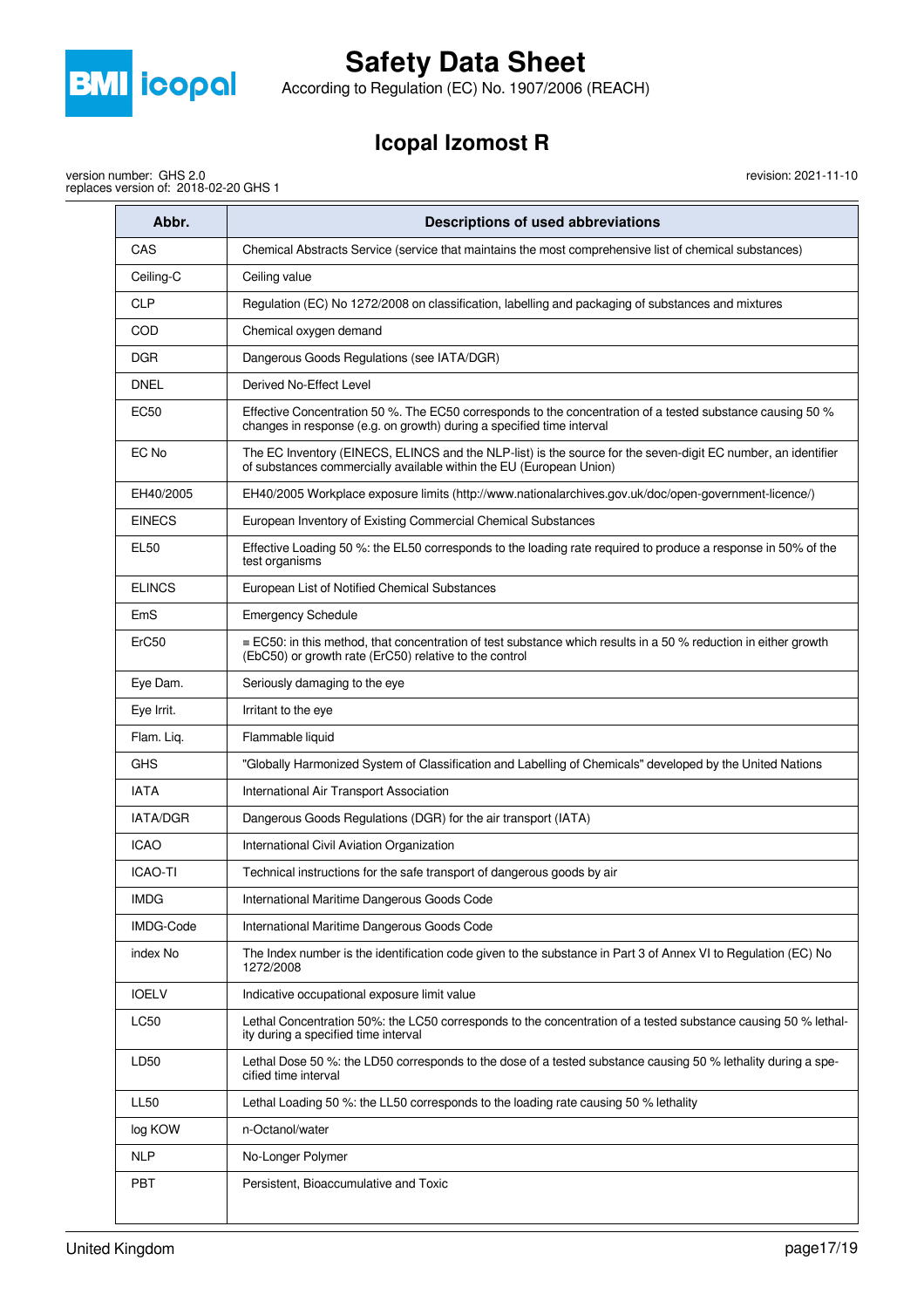| Abbr. | Descriptions of used abbreviations |
| --- | --- |
| CAS | Chemical Abstracts Service (service that maintains the most comprehensive list of chemical substances) |
| Ceiling-C | Ceiling value |
| CLP | Regulation (EC) No 1272/2008 on classification, labelling and packaging of substances and mixtures |
| COD | Chemical oxygen demand |
| DGR | Dangerous Goods Regulations (see IATA/DGR) |
| DNEL | Derived No-Effect Level |
| EC50 | Effective Concentration 50 %. The EC50 corresponds to the concentration of a tested substance causing 50 % changes in response (e.g. on growth) during a specified time interval |
| EC No | The EC Inventory (EINECS, ELINCS and the NLP-list) is the source for the seven-digit EC number, an identifier of substances commercially available within the EU (European Union) |
| EH40/2005 | EH40/2005 Workplace exposure limits (http://www.nationalarchives.gov.uk/doc/open-government-licence/) |
| EINECS | European Inventory of Existing Commercial Chemical Substances |
| EL50 | Effective Loading 50 %: the EL50 corresponds to the loading rate required to produce a response in 50% of the test organisms |
| ELINCS | European List of Notified Chemical Substances |
| EmS | Emergency Schedule |
| ErC50 | ≡ EC50: in this method, that concentration of test substance which results in a 50 % reduction in either growth (EbC50) or growth rate (ErC50) relative to the control |
| Eye Dam. | Seriously damaging to the eye |
| Eye Irrit. | Irritant to the eye |
| Flam. Liq. | Flammable liquid |
| GHS | "Globally Harmonized System of Classification and Labelling of Chemicals" developed by the United Nations |
| IATA | International Air Transport Association |
| IATA/DGR | Dangerous Goods Regulations (DGR) for the air transport (IATA) |
| ICAO | International Civil Aviation Organization |
| ICAO-TI | Technical instructions for the safe transport of dangerous goods by air |
| IMDG | International Maritime Dangerous Goods Code |
| IMDG-Code | International Maritime Dangerous Goods Code |
| index No | The Index number is the identification code given to the substance in Part 3 of Annex VI to Regulation (EC) No 1272/2008 |
| IOELV | Indicative occupational exposure limit value |
| LC50 | Lethal Concentration 50%: the LC50 corresponds to the concentration of a tested substance causing 50 % lethality during a specified time interval |
| LD50 | Lethal Dose 50 %: the LD50 corresponds to the dose of a tested substance causing 50 % lethality during a specified time interval |
| LL50 | Lethal Loading 50 %: the LL50 corresponds to the loading rate causing 50 % lethality |
| log KOW | n-Octanol/water |
| NLP | No-Longer Polymer |
| PBT | Persistent, Bioaccumulative and Toxic |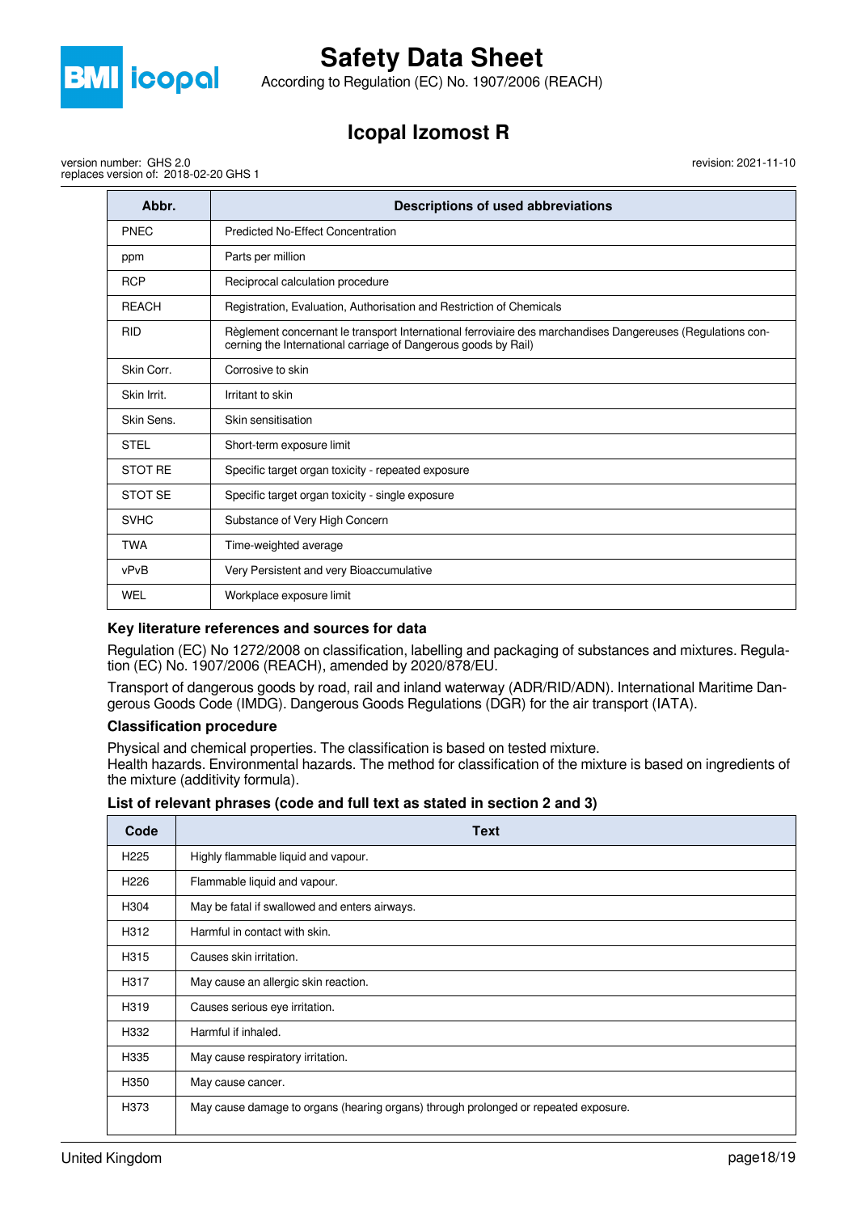| Abbr. | Descriptions of used abbreviations |
| --- | --- |
| PNEC | Predicted No-Effect Concentration |
| ppm | Parts per million |
| RCP | Reciprocal calculation procedure |
| REACH | Registration, Evaluation, Authorisation and Restriction of Chemicals |
| RID | Règlement concernant le transport International ferroviaire des marchandises Dangereuses (Regulations concerning the International carriage of Dangerous goods by Rail) |
| Skin Corr. | Corrosive to skin |
| Skin Irrit. | Irritant to skin |
| Skin Sens. | Skin sensitisation |
| STEL | Short-term exposure limit |
| STOT RE | Specific target organ toxicity - repeated exposure |
| STOT SE | Specific target organ toxicity - single exposure |
| SVHC | Substance of Very High Concern |
| TWA | Time-weighted average |
| vPvB | Very Persistent and very Bioaccumulative |
| WEL | Workplace exposure limit |

### Key literature references and sources for data

Regulation (EC) No 1272/2008 on classification, labelling and packaging of substances and mixtures. Regulation (EC) No. 1907/2006 (REACH), amended by 2020/878/EU.

Transport of dangerous goods by road, rail and inland waterway (ADR/RID/ADN). International Maritime Dangerous Goods Code (IMDG). Dangerous Goods Regulations (DGR) for the air transport (IATA).

### Classification procedure

Physical and chemical properties. The classification is based on tested mixture.
Health hazards. Environmental hazards. The method for classification of the mixture is based on ingredients of the mixture (additivity formula).

### List of relevant phrases (code and full text as stated in section 2 and 3)

| Code | Text |
| --- | --- |
| H225 | Highly flammable liquid and vapour. |
| H226 | Flammable liquid and vapour. |
| H304 | May be fatal if swallowed and enters airways. |
| H312 | Harmful in contact with skin. |
| H315 | Causes skin irritation. |
| H317 | May cause an allergic skin reaction. |
| H319 | Causes serious eye irritation. |
| H332 | Harmful if inhaled. |
| H335 | May cause respiratory irritation. |
| H350 | May cause cancer. |
| H373 | May cause damage to organs (hearing organs) through prolonged or repeated exposure. |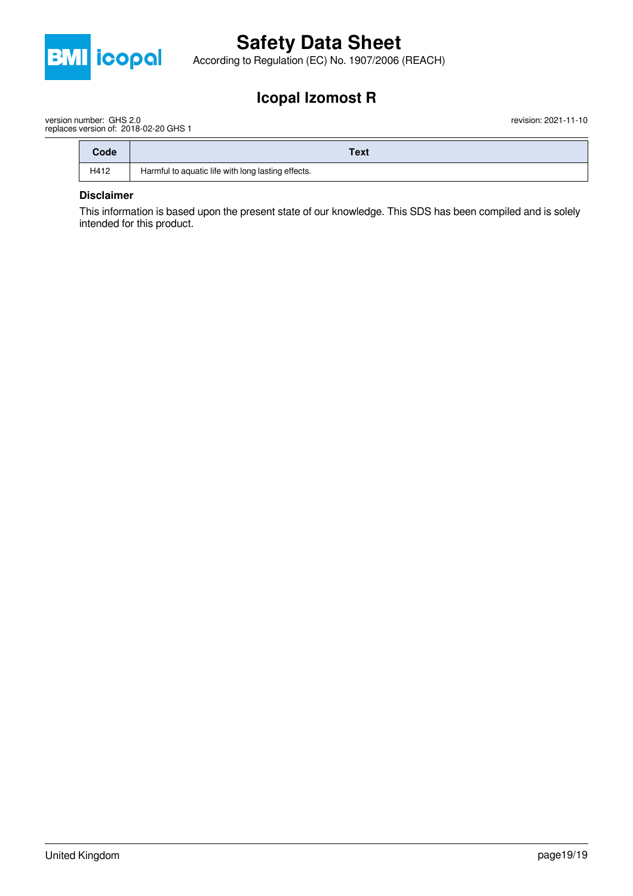| Code | Text |
| --- | --- |
| H412 | Harmful to aquatic life with long lasting effects. |

### Disclaimer

This information is based upon the present state of our knowledge. This SDS has been compiled and is solely intended for this product.